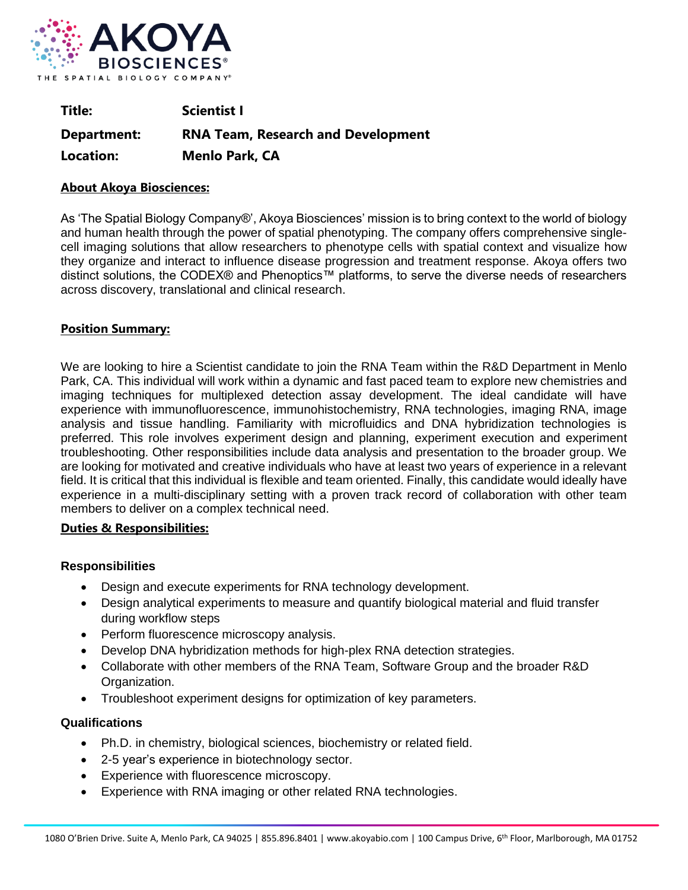**Title:** Scientist I

**Department:** RNA Team, Research and Development

**Location:** Menlo Park, CA

## About Akoya Biosciences:

As 'The Spatial Biology Company®', Akoya Biosciences' mission is to bring context to the world of biology and human health through the power of spatial phenotyping. The company offers comprehensive single-cell imaging solutions that allow researchers to phenotype cells with spatial context and visualize how they organize and interact to influence disease progression and treatment response. Akoya offers two distinct solutions, the CODEX® and Phenoptics™ platforms, to serve the diverse needs of researchers across discovery, translational and clinical research.

## Position Summary:

We are looking to hire a Scientist candidate to join the RNA Team within the R&D Department in Menlo Park, CA. This individual will work within a dynamic and fast paced team to explore new chemistries and imaging techniques for multiplexed detection assay development. The ideal candidate will have experience with immunofluorescence, immunohistochemistry, RNA technologies, imaging RNA, image analysis and tissue handling. Familiarity with microfluidics and DNA hybridization technologies is preferred. This role involves experiment design and planning, experiment execution and experiment troubleshooting. Other responsibilities include data analysis and presentation to the broader group. We are looking for motivated and creative individuals who have at least two years of experience in a relevant field. It is critical that this individual is flexible and team oriented. Finally, this candidate would ideally have experience in a multi-disciplinary setting with a proven track record of collaboration with other team members to deliver on a complex technical need.

## Duties & Responsibilities:

### Responsibilities

- Design and execute experiments for RNA technology development.
- Design analytical experiments to measure and quantify biological material and fluid transfer during workflow steps
- Perform fluorescence microscopy analysis.
- Develop DNA hybridization methods for high-plex RNA detection strategies.
- Collaborate with other members of the RNA Team, Software Group and the broader R&D Organization.
- Troubleshoot experiment designs for optimization of key parameters.

### Qualifications

- Ph.D. in chemistry, biological sciences, biochemistry or related field.
- 2-5 year's experience in biotechnology sector.
- Experience with fluorescence microscopy.
- Experience with RNA imaging or other related RNA technologies.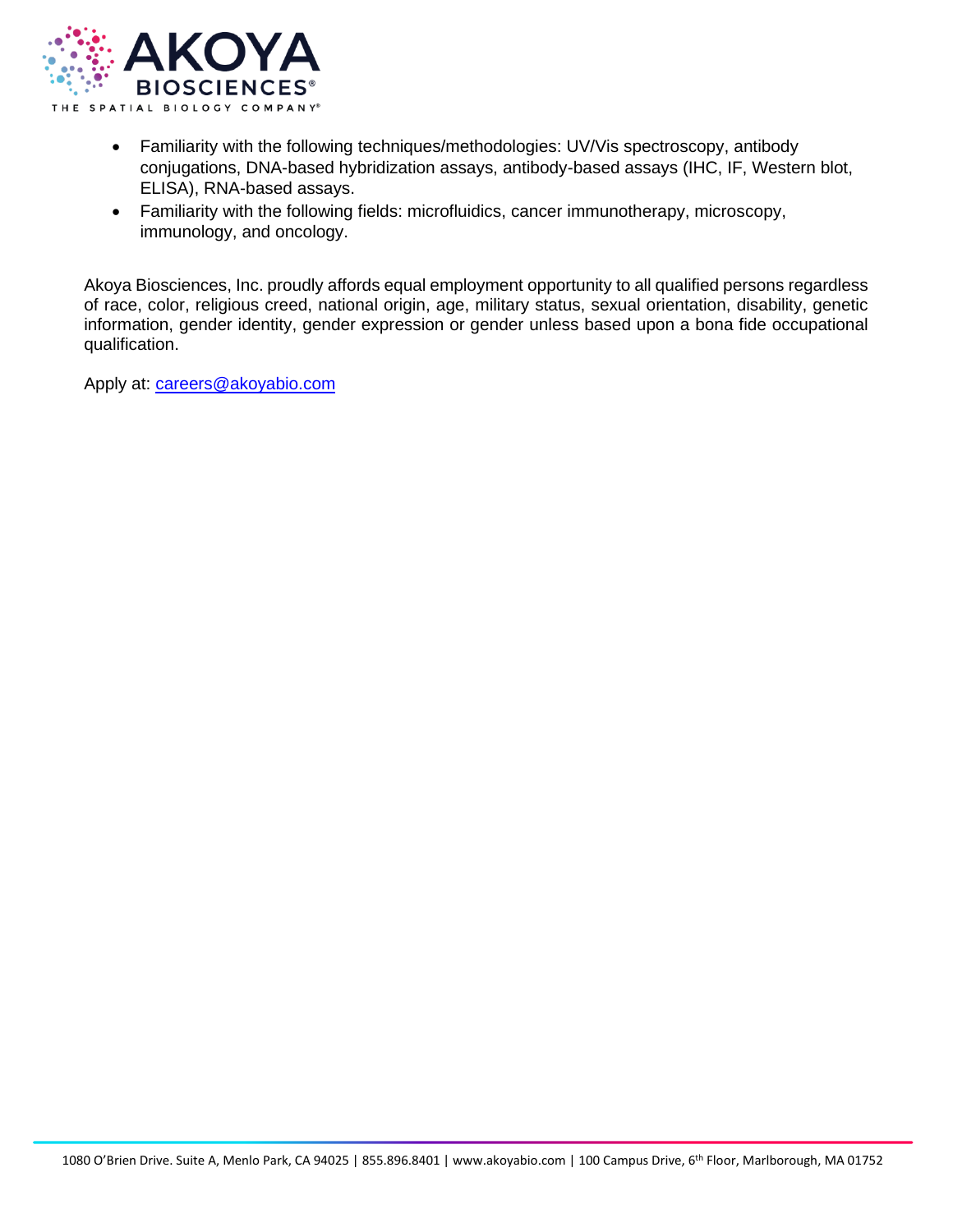- Familiarity with the following techniques/methodologies: UV/Vis spectroscopy, antibody conjugations, DNA-based hybridization assays, antibody-based assays (IHC, IF, Western blot, ELISA), RNA-based assays.
- Familiarity with the following fields: microfluidics, cancer immunotherapy, microscopy, immunology, and oncology.

Akoya Biosciences, Inc. proudly affords equal employment opportunity to all qualified persons regardless of race, color, religious creed, national origin, age, military status, sexual orientation, disability, genetic information, gender identity, gender expression or gender unless based upon a bona fide occupational qualification.

Apply at: careers@akoyabio.com